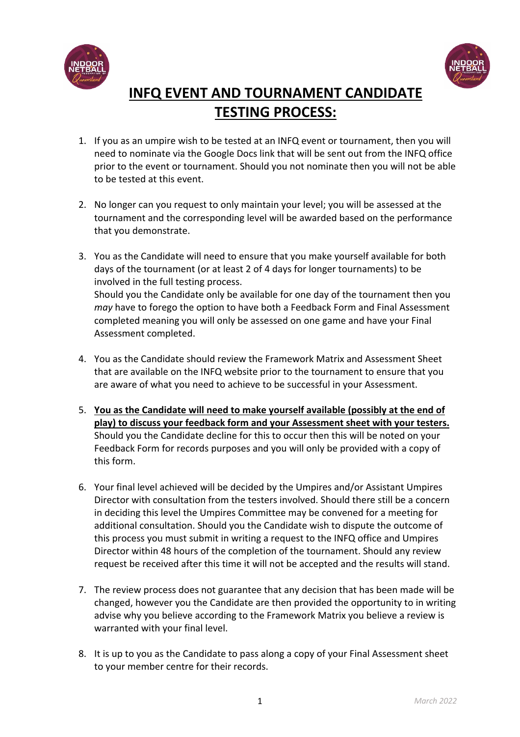# INFQ EVENT AND TOURNAMENT CANDIDATE TESTING PROCESS:

1. If you as an umpire wish to be tested at an INFQ event or tournament, then you will need to nominate via the Google Docs link that will be sent out from the INFQ office prior to the event or tournament. Should you not nominate then you will not be able to be tested at this event.

2. No longer can you request to only maintain your level; you will be assessed at the tournament and the corresponding level will be awarded based on the performance that you demonstrate.

3. You as the Candidate will need to ensure that you make yourself available for both days of the tournament (or at least 2 of 4 days for longer tournaments) to be involved in the full testing process.
   Should you the Candidate only be available for one day of the tournament then you *may* have to forego the option to have both a Feedback Form and Final Assessment completed meaning you will only be assessed on one game and have your Final Assessment completed.

4. You as the Candidate should review the Framework Matrix and Assessment Sheet that are available on the INFQ website prior to the tournament to ensure that you are aware of what you need to achieve to be successful in your Assessment.

5. **You as the Candidate will need to make yourself available (possibly at the end of play) to discuss your feedback form and your Assessment sheet with your testers.** Should you the Candidate decline for this to occur then this will be noted on your Feedback Form for records purposes and you will only be provided with a copy of this form.

6. Your final level achieved will be decided by the Umpires and/or Assistant Umpires Director with consultation from the testers involved. Should there still be a concern in deciding this level the Umpires Committee may be convened for a meeting for additional consultation. Should you the Candidate wish to dispute the outcome of this process you must submit in writing a request to the INFQ office and Umpires Director within 48 hours of the completion of the tournament. Should any review request be received after this time it will not be accepted and the results will stand.

7. The review process does not guarantee that any decision that has been made will be changed, however you the Candidate are then provided the opportunity to in writing advise why you believe according to the Framework Matrix you believe a review is warranted with your final level.

8. It is up to you as the Candidate to pass along a copy of your Final Assessment sheet to your member centre for their records.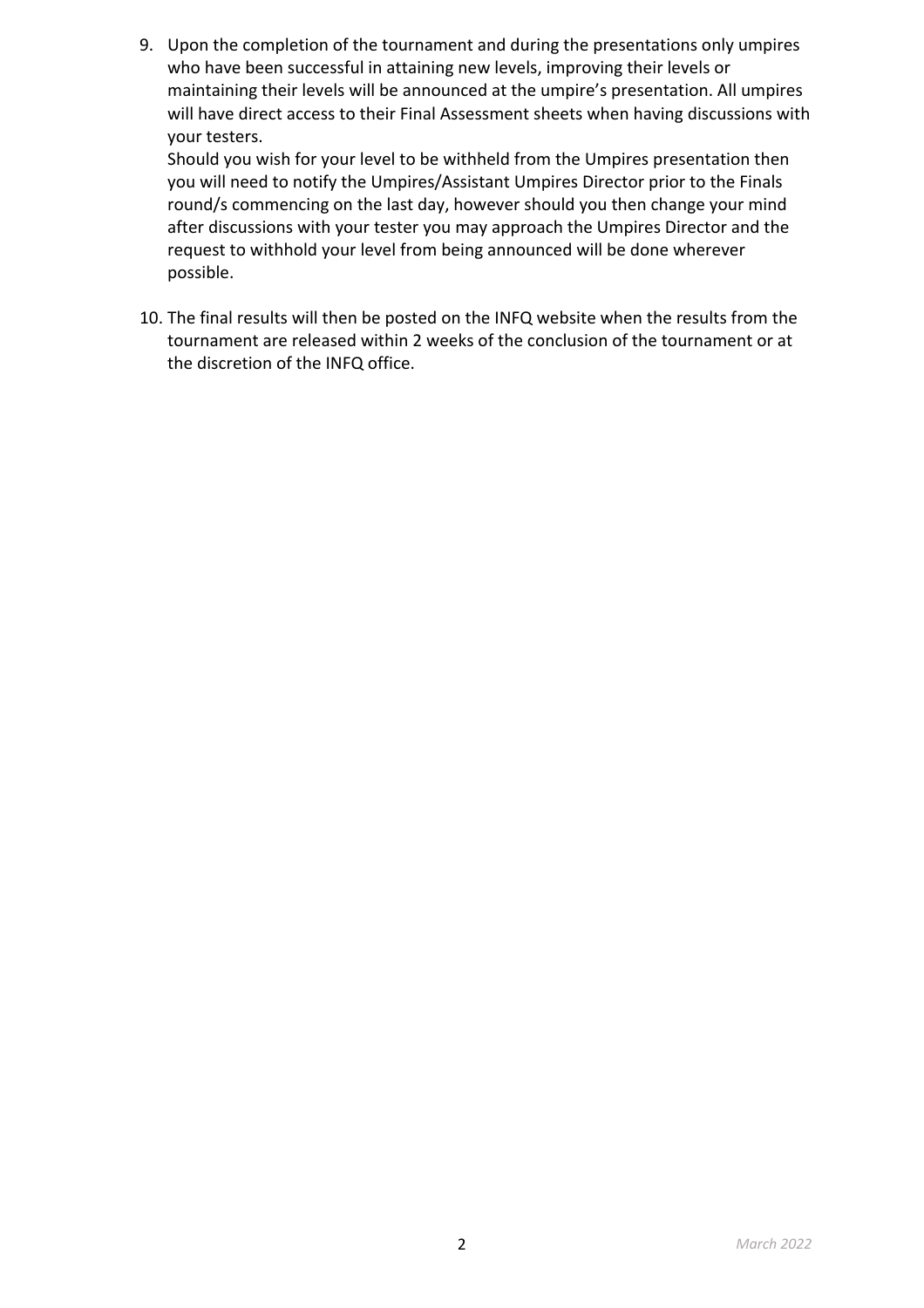9. Upon the completion of the tournament and during the presentations only umpires who have been successful in attaining new levels, improving their levels or maintaining their levels will be announced at the umpire's presentation. All umpires will have direct access to their Final Assessment sheets when having discussions with your testers.
   Should you wish for your level to be withheld from the Umpires presentation then you will need to notify the Umpires/Assistant Umpires Director prior to the Finals round/s commencing on the last day, however should you then change your mind after discussions with your tester you may approach the Umpires Director and the request to withhold your level from being announced will be done wherever possible.

10. The final results will then be posted on the INFQ website when the results from the tournament are released within 2 weeks of the conclusion of the tournament or at the discretion of the INFQ office.